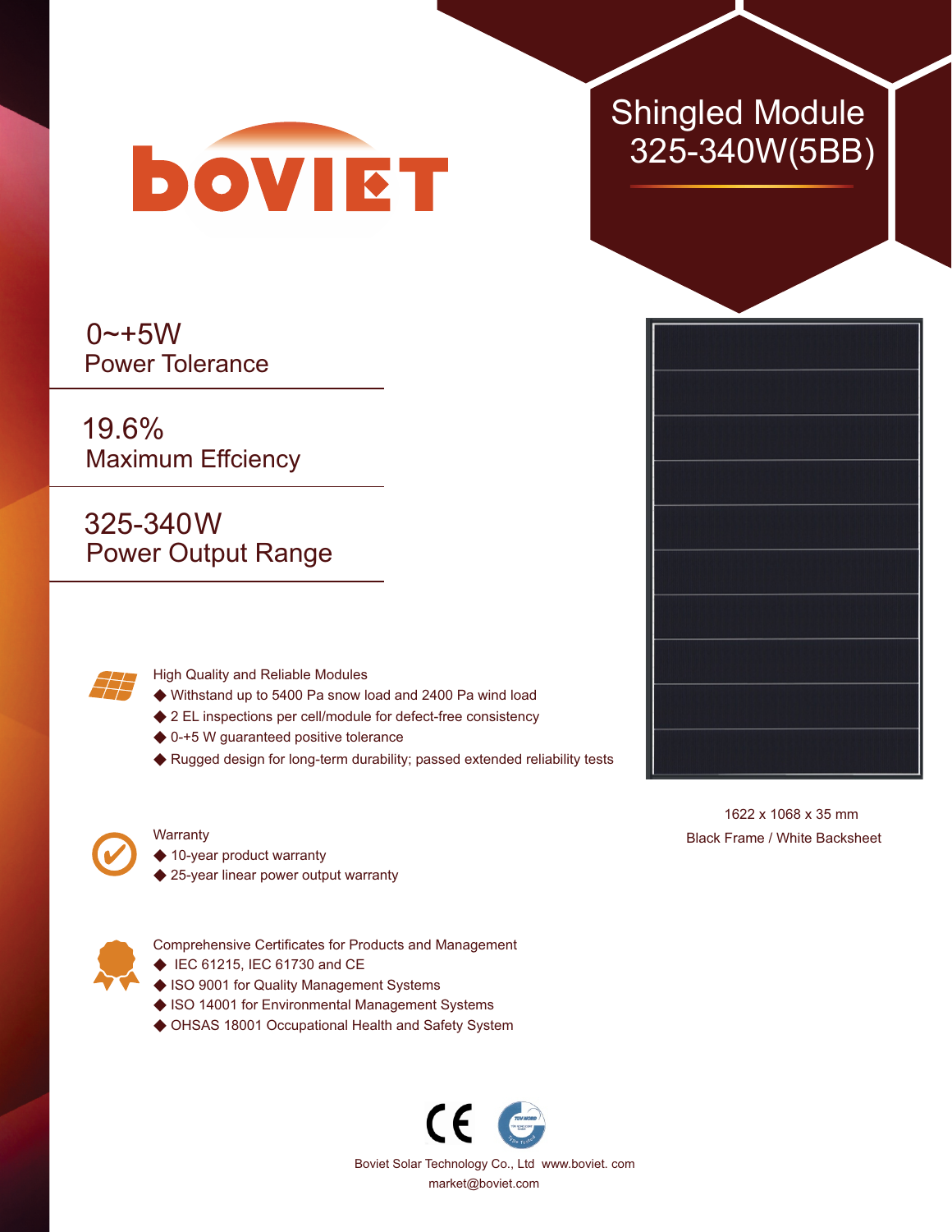BOVIET

# Shingled Module 325-340W(5BB)

**0~+5W**
Power Tolerance

**19.6%**
Maximum Effciency

**325-340W**
Power Output Range

1622 x 1068 x 35 mm
Black Frame / White Backsheet

### High Quality and Reliable Modules

- Withstand up to 5400 Pa snow load and 2400 Pa wind load
- 2 EL inspections per cell/module for defect-free consistency
- 0-+5 W guaranteed positive tolerance
- Rugged design for long-term durability; passed extended reliability tests

### Warranty

- 10-year product warranty
- 25-year linear power output warranty

### Comprehensive Certificates for Products and Management

- IEC 61215, IEC 61730 and CE
- ISO 9001 for Quality Management Systems
- ISO 14001 for Environmental Management Systems
- OHSAS 18001 Occupational Health and Safety System

Boviet Solar Technology Co., Ltd www.boviet. com
market@boviet.com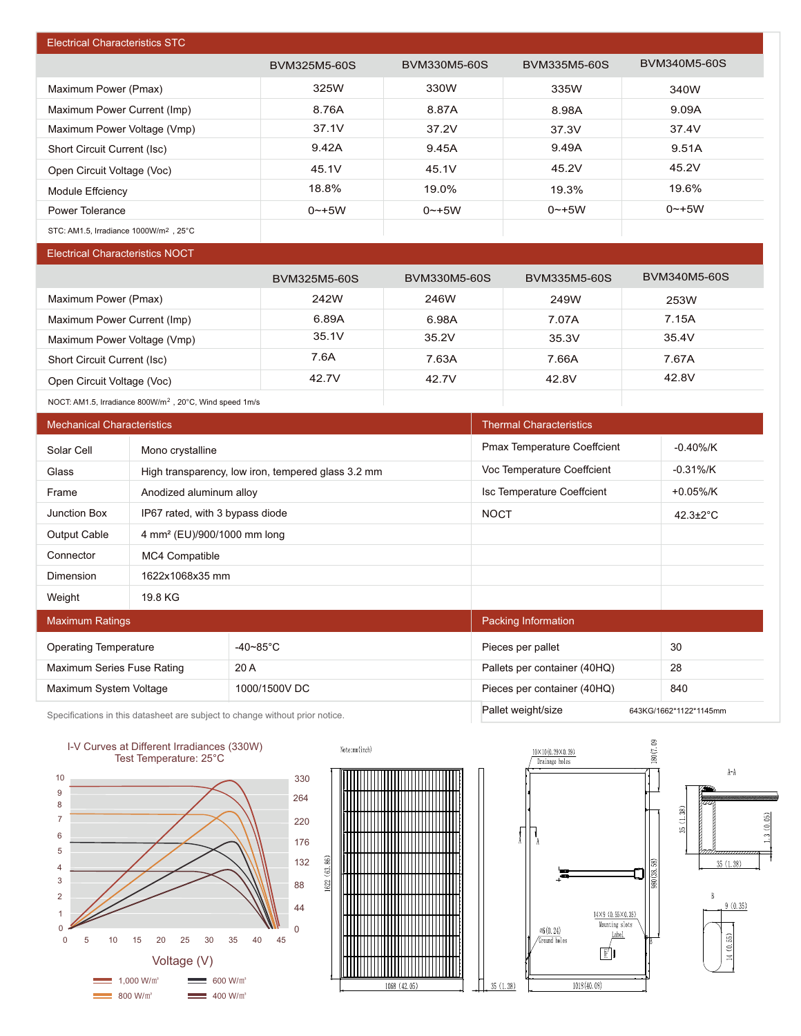## Electrical Characteristics STC

| | BVM325M5-60S | BVM330M5-60S | BVM335M5-60S | BVM340M5-60S |
|---|---|---|---|---|
| Maximum Power (Pmax) | 325W | 330W | 335W | 340W |
| Maximum Power Current (Imp) | 8.76A | 8.87A | 8.98A | 9.09A |
| Maximum Power Voltage (Vmp) | 37.1V | 37.2V | 37.3V | 37.4V |
| Short Circuit Current (Isc) | 9.42A | 9.45A | 9.49A | 9.51A |
| Open Circuit Voltage (Voc) | 45.1V | 45.1V | 45.2V | 45.2V |
| Module Effciency | 18.8% | 19.0% | 19.3% | 19.6% |
| Power Tolerance | 0~+5W | 0~+5W | 0~+5W | 0~+5W |

STC: AM1.5, Irradiance 1000W/m2 , 25°C

## Electrical Characteristics NOCT

| | BVM325M5-60S | BVM330M5-60S | BVM335M5-60S | BVM340M5-60S |
|---|---|---|---|---|
| Maximum Power (Pmax) | 242W | 246W | 249W | 253W |
| Maximum Power Current (Imp) | 6.89A | 6.98A | 7.07A | 7.15A |
| Maximum Power Voltage (Vmp) | 35.1V | 35.2V | 35.3V | 35.4V |
| Short Circuit Current (Isc) | 7.6A | 7.63A | 7.66A | 7.67A |
| Open Circuit Voltage (Voc) | 42.7V | 42.7V | 42.8V | 42.8V |

NOCT: AM1.5, Irradiance 800W/m$^2$ , 20°C, Wind speed 1m/s

## Mechanical Characteristics

| | |
|---|---|
| Solar Cell | Mono crystalline |
| Glass | High transparency, low iron, tempered glass 3.2 mm |
| Frame | Anodized aluminum alloy |
| Junction Box | IP67 rated, with 3 bypass diode |
| Output Cable | 4 mm² (EU)/900/1000 mm long |
| Connector | MC4 Compatible |
| Dimension | 1622x1068x35 mm |
| Weight | 19.8 KG |

## Thermal Characteristics

| | |
|---|---|
| Pmax Temperature Coeffcient | -0.40%/K |
| Voc Temperature Coeffcient | -0.31%/K |
| Isc Temperature Coeffcient | +0.05%/K |
| NOCT | 42.3±2°C |

## Maximum Ratings

| | |
|---|---|
| Operating Temperature | -40~85°C |
| Maximum Series Fuse Rating | 20 A |
| Maximum System Voltage | 1000/1500V DC |

## Packing Information

| | |
|---|---|
| Pieces per pallet | 30 |
| Pallets per container (40HQ) | 28 |
| Pieces per container (40HQ) | 840 |
| Pallet weight/size | 643KG/1662*1122*1145mm |

Specifications in this datasheet are subject to change without prior notice.

I-V Curves at Different Irradiances (330W)
Test Temperature: 25°C

10 9 8 7 6 5 4 3 2 1 0
330 264 220 176 132 88 44 0
0 5 10 15 20 25 30 35 40 45
Voltage (V)

1,000 W/m²
600 W/m²
800 W/m²
400 W/m²

Note:mm(inch)

1622 (63.86)
1068 (42.05)
35 (1.38)
10×10(0.39×0.39) Drainage holes
180(7.09)
980(38.58)
14×9 (0.55×0.35) Mounting slots
Label
ø6(0.24) Ground holes
1018(40.08)
A A
B
A-A
35 (1.38)
1.3 (0.05)
35 (1.38)
B
9 (0.35)
14 (0.55)